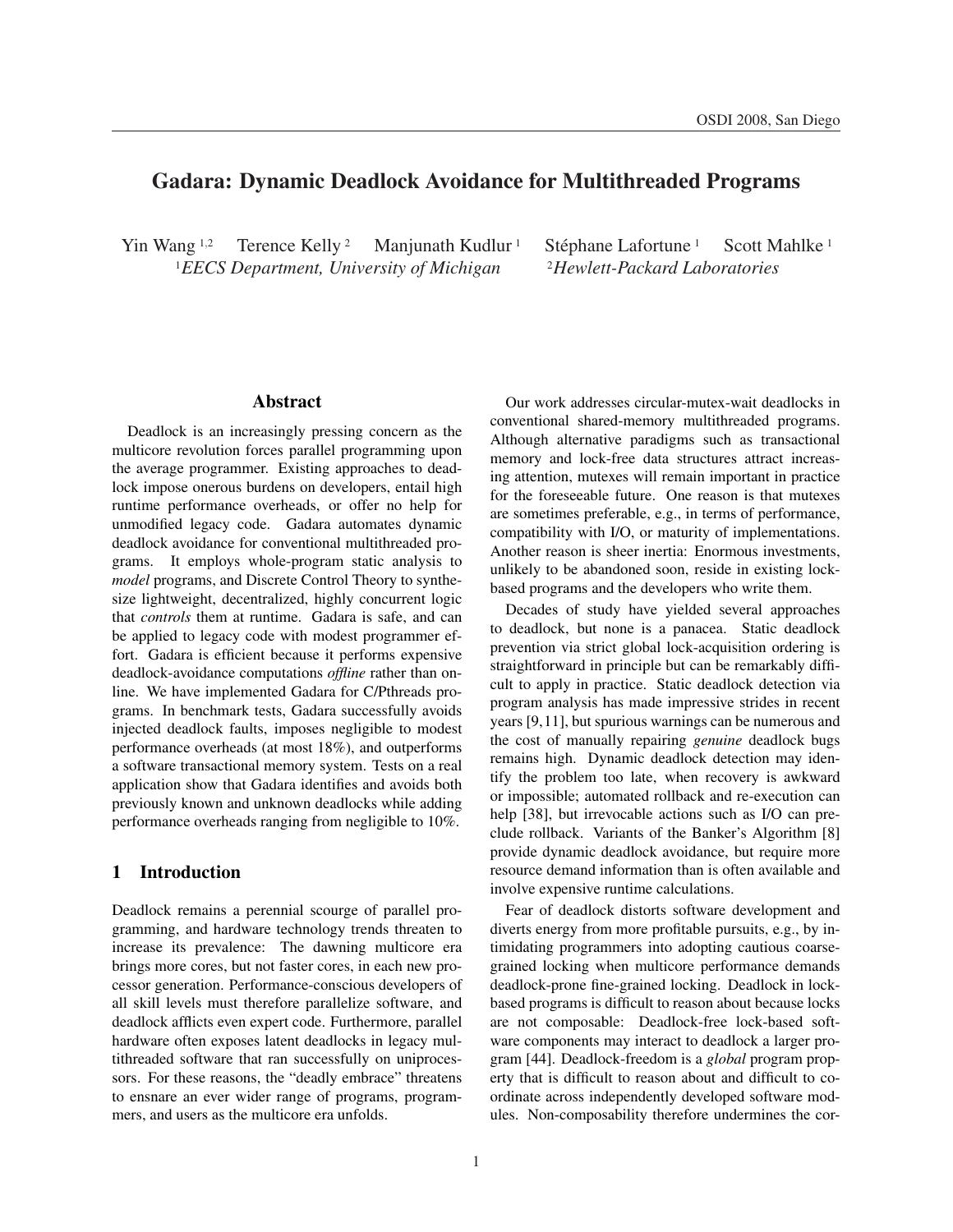# Gadara: Dynamic Deadlock Avoidance for Multithreaded Programs

Yin Wang [1,2] Terence Kelly [2] Manjunath Kudlur [1] Stéphane Lafortune [1] Scott Mahlke [1]

[1]*EECS Department, University of Michigan* [2]*Hewlett-Packard Laboratories*

## Abstract

Deadlock is an increasingly pressing concern as the multicore revolution forces parallel programming upon the average programmer. Existing approaches to deadlock impose onerous burdens on developers, entail high runtime performance overheads, or offer no help for unmodified legacy code. Gadara automates dynamic deadlock avoidance for conventional multithreaded programs. It employs whole-program static analysis to *model* programs, and Discrete Control Theory to synthesize lightweight, decentralized, highly concurrent logic that *controls* them at runtime. Gadara is safe, and can be applied to legacy code with modest programmer effort. Gadara is efficient because it performs expensive deadlock-avoidance computations *offline* rather than online. We have implemented Gadara for C/Pthreads programs. In benchmark tests, Gadara successfully avoids injected deadlock faults, imposes negligible to modest performance overheads (at most 18%), and outperforms a software transactional memory system. Tests on a real application show that Gadara identifies and avoids both previously known and unknown deadlocks while adding performance overheads ranging from negligible to 10%.

## 1 Introduction

Deadlock remains a perennial scourge of parallel programming, and hardware technology trends threaten to increase its prevalence: The dawning multicore era brings more cores, but not faster cores, in each new processor generation. Performance-conscious developers of all skill levels must therefore parallelize software, and deadlock afflicts even expert code. Furthermore, parallel hardware often exposes latent deadlocks in legacy multithreaded software that ran successfully on uniprocessors. For these reasons, the "deadly embrace" threatens to ensnare an ever wider range of programs, programmers, and users as the multicore era unfolds.

Our work addresses circular-mutex-wait deadlocks in conventional shared-memory multithreaded programs. Although alternative paradigms such as transactional memory and lock-free data structures attract increasing attention, mutexes will remain important in practice for the foreseeable future. One reason is that mutexes are sometimes preferable, e.g., in terms of performance, compatibility with I/O, or maturity of implementations. Another reason is sheer inertia: Enormous investments, unlikely to be abandoned soon, reside in existing lock-based programs and the developers who write them.

Decades of study have yielded several approaches to deadlock, but none is a panacea. Static deadlock prevention via strict global lock-acquisition ordering is straightforward in principle but can be remarkably difficult to apply in practice. Static deadlock detection via program analysis has made impressive strides in recent years [9,11], but spurious warnings can be numerous and the cost of manually repairing *genuine* deadlock bugs remains high. Dynamic deadlock detection may identify the problem too late, when recovery is awkward or impossible; automated rollback and re-execution can help [38], but irrevocable actions such as I/O can preclude rollback. Variants of the Banker's Algorithm [8] provide dynamic deadlock avoidance, but require more resource demand information than is often available and involve expensive runtime calculations.

Fear of deadlock distorts software development and diverts energy from more profitable pursuits, e.g., by intimidating programmers into adopting cautious coarse-grained locking when multicore performance demands deadlock-prone fine-grained locking. Deadlock in lock-based programs is difficult to reason about because locks are not composable: Deadlock-free lock-based software components may interact to deadlock a larger program [44]. Deadlock-freedom is a *global* program property that is difficult to reason about and difficult to coordinate across independently developed software modules. Non-composability therefore undermines the cor-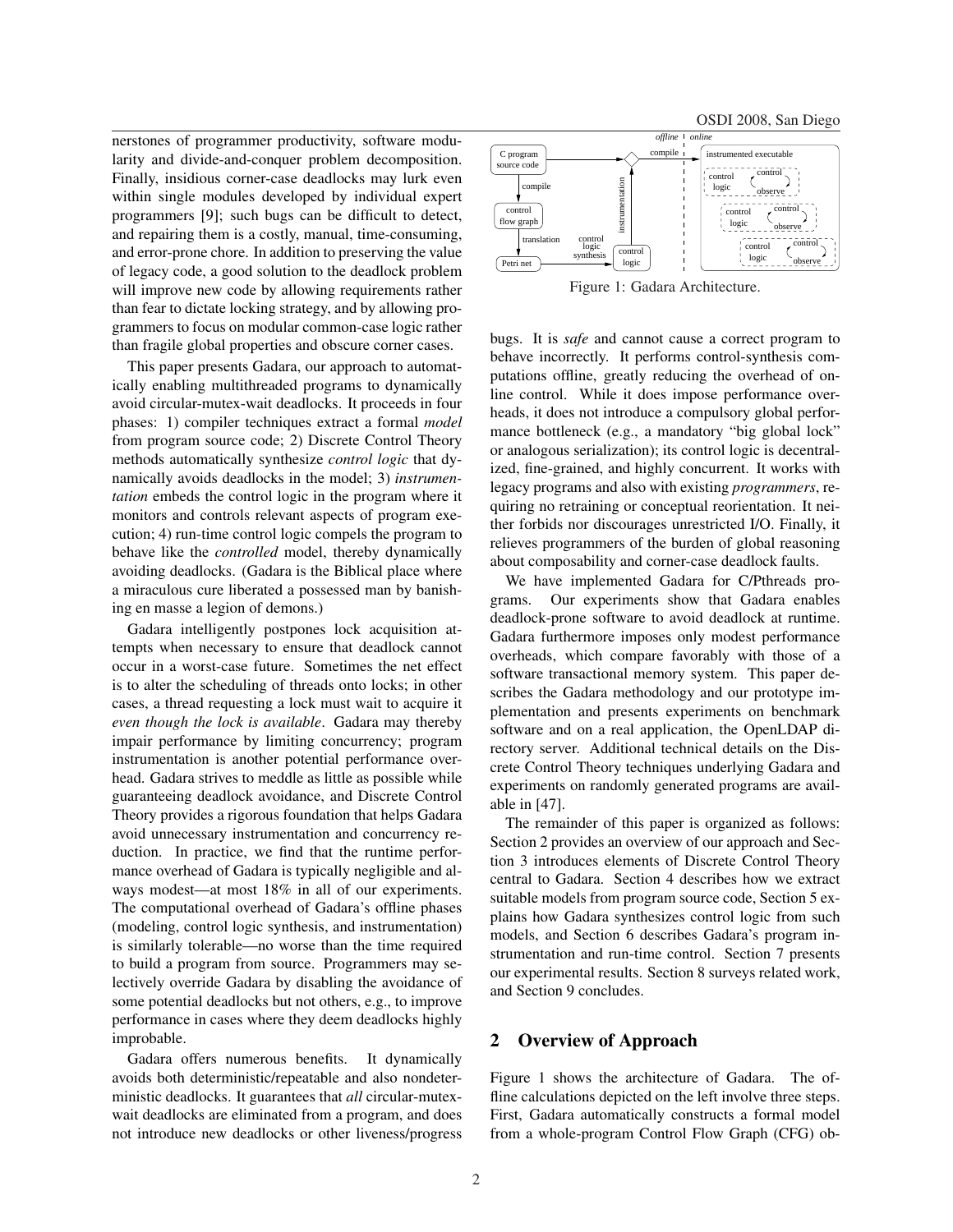nerstones of programmer productivity, software modularity and divide-and-conquer problem decomposition. Finally, insidious corner-case deadlocks may lurk even within single modules developed by individual expert programmers [9]; such bugs can be difficult to detect, and repairing them is a costly, manual, time-consuming, and error-prone chore. In addition to preserving the value of legacy code, a good solution to the deadlock problem will improve new code by allowing requirements rather than fear to dictate locking strategy, and by allowing programmers to focus on modular common-case logic rather than fragile global properties and obscure corner cases.

This paper presents Gadara, our approach to automatically enabling multithreaded programs to dynamically avoid circular-mutex-wait deadlocks. It proceeds in four phases: 1) compiler techniques extract a formal *model* from program source code; 2) Discrete Control Theory methods automatically synthesize *control logic* that dynamically avoids deadlocks in the model; 3) *instrumentation* embeds the control logic in the program where it monitors and controls relevant aspects of program execution; 4) run-time control logic compels the program to behave like the *controlled* model, thereby dynamically avoiding deadlocks. (Gadara is the Biblical place where a miraculous cure liberated a possessed man by banishing en masse a legion of demons.)

Gadara intelligently postpones lock acquisition attempts when necessary to ensure that deadlock cannot occur in a worst-case future. Sometimes the net effect is to alter the scheduling of threads onto locks; in other cases, a thread requesting a lock must wait to acquire it *even though the lock is available*. Gadara may thereby impair performance by limiting concurrency; program instrumentation is another potential performance overhead. Gadara strives to meddle as little as possible while guaranteeing deadlock avoidance, and Discrete Control Theory provides a rigorous foundation that helps Gadara avoid unnecessary instrumentation and concurrency reduction. In practice, we find that the runtime performance overhead of Gadara is typically negligible and always modest—at most 18% in all of our experiments. The computational overhead of Gadara's offline phases (modeling, control logic synthesis, and instrumentation) is similarly tolerable—no worse than the time required to build a program from source. Programmers may selectively override Gadara by disabling the avoidance of some potential deadlocks but not others, e.g., to improve performance in cases where they deem deadlocks highly improbable.

Gadara offers numerous benefits. It dynamically avoids both deterministic/repeatable and also nondeterministic deadlocks. It guarantees that *all* circular-mutex-wait deadlocks are eliminated from a program, and does not introduce new deadlocks or other liveness/progress bugs. It is *safe* and cannot cause a correct program to behave incorrectly. It performs control-synthesis computations offline, greatly reducing the overhead of online control. While it does impose performance overheads, it does not introduce a compulsory global performance bottleneck (e.g., a mandatory "big global lock" or analogous serialization); its control logic is decentralized, fine-grained, and highly concurrent. It works with legacy programs and also with existing *programmers*, requiring no retraining or conceptual reorientation. It neither forbids nor discourages unrestricted I/O. Finally, it relieves programmers of the burden of global reasoning about composability and corner-case deadlock faults.

Figure 1: Gadara Architecture.

We have implemented Gadara for C/Pthreads programs. Our experiments show that Gadara enables deadlock-prone software to avoid deadlock at runtime. Gadara furthermore imposes only modest performance overheads, which compare favorably with those of a software transactional memory system. This paper describes the Gadara methodology and our prototype implementation and presents experiments on benchmark software and on a real application, the OpenLDAP directory server. Additional technical details on the Discrete Control Theory techniques underlying Gadara and experiments on randomly generated programs are available in [47].

The remainder of this paper is organized as follows: Section 2 provides an overview of our approach and Section 3 introduces elements of Discrete Control Theory central to Gadara. Section 4 describes how we extract suitable models from program source code, Section 5 explains how Gadara synthesizes control logic from such models, and Section 6 describes Gadara's program instrumentation and run-time control. Section 7 presents our experimental results. Section 8 surveys related work, and Section 9 concludes.

## 2 Overview of Approach

Figure 1 shows the architecture of Gadara. The offline calculations depicted on the left involve three steps. First, Gadara automatically constructs a formal model from a whole-program Control Flow Graph (CFG) ob-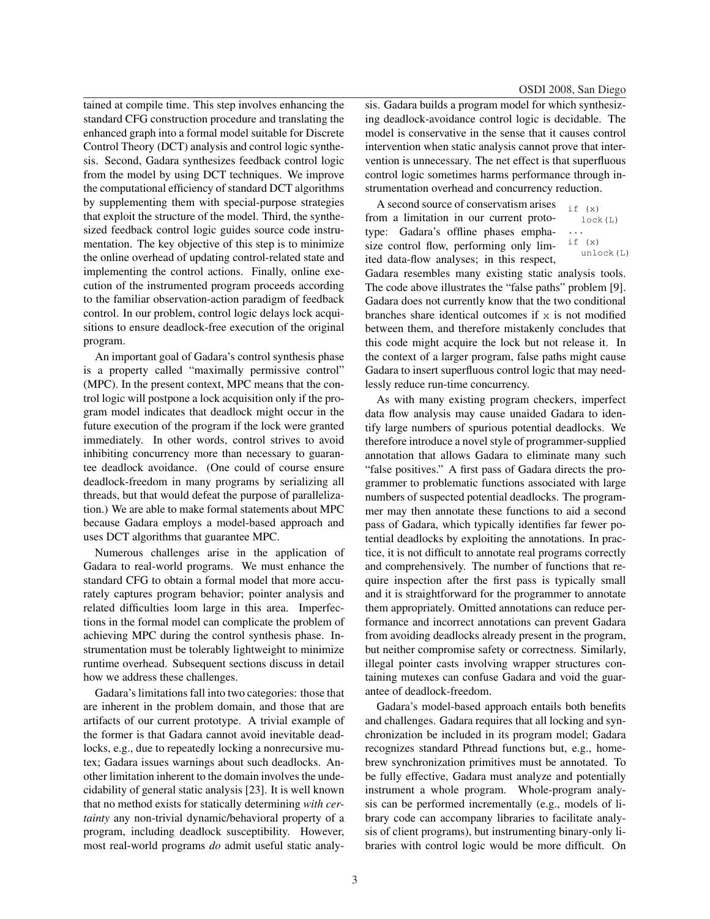tained at compile time. This step involves enhancing the standard CFG construction procedure and translating the enhanced graph into a formal model suitable for Discrete Control Theory (DCT) analysis and control logic synthesis. Second, Gadara synthesizes feedback control logic from the model by using DCT techniques. We improve the computational efficiency of standard DCT algorithms by supplementing them with special-purpose strategies that exploit the structure of the model. Third, the synthesized feedback control logic guides source code instrumentation. The key objective of this step is to minimize the online overhead of updating control-related state and implementing the control actions. Finally, online execution of the instrumented program proceeds according to the familiar observation-action paradigm of feedback control. In our problem, control logic delays lock acquisitions to ensure deadlock-free execution of the original program.

An important goal of Gadara's control synthesis phase is a property called "maximally permissive control" (MPC). In the present context, MPC means that the control logic will postpone a lock acquisition only if the program model indicates that deadlock might occur in the future execution of the program if the lock were granted immediately. In other words, control strives to avoid inhibiting concurrency more than necessary to guarantee deadlock avoidance. (One could of course ensure deadlock-freedom in many programs by serializing all threads, but that would defeat the purpose of parallelization.) We are able to make formal statements about MPC because Gadara employs a model-based approach and uses DCT algorithms that guarantee MPC.

Numerous challenges arise in the application of Gadara to real-world programs. We must enhance the standard CFG to obtain a formal model that more accurately captures program behavior; pointer analysis and related difficulties loom large in this area. Imperfections in the formal model can complicate the problem of achieving MPC during the control synthesis phase. Instrumentation must be tolerably lightweight to minimize runtime overhead. Subsequent sections discuss in detail how we address these challenges.

Gadara's limitations fall into two categories: those that are inherent in the problem domain, and those that are artifacts of our current prototype. A trivial example of the former is that Gadara cannot avoid inevitable deadlocks, e.g., due to repeatedly locking a nonrecursive mutex; Gadara issues warnings about such deadlocks. Another limitation inherent to the domain involves the undecidability of general static analysis [23]. It is well known that no method exists for statically determining *with certainty* any non-trivial dynamic/behavioral property of a program, including deadlock susceptibility. However, most real-world programs *do* admit useful static analysis. Gadara builds a program model for which synthesizing deadlock-avoidance control logic is decidable. The model is conservative in the sense that it causes control intervention when static analysis cannot prove that intervention is unnecessary. The net effect is that superfluous control logic sometimes harms performance through instrumentation overhead and concurrency reduction.

```
if (x)
  lock(L)
...
if (x)
  unlock(L)
```

A second source of conservatism arises from a limitation in our current prototype: Gadara's offline phases emphasize control flow, performing only limited data-flow analyses; in this respect, Gadara resembles many existing static analysis tools. The code above illustrates the "false paths" problem [9]. Gadara does not currently know that the two conditional branches share identical outcomes if `x` is not modified between them, and therefore mistakenly concludes that this code might acquire the lock but not release it. In the context of a larger program, false paths might cause Gadara to insert superfluous control logic that may needlessly reduce run-time concurrency.

As with many existing program checkers, imperfect data flow analysis may cause unaided Gadara to identify large numbers of spurious potential deadlocks. We therefore introduce a novel style of programmer-supplied annotation that allows Gadara to eliminate many such "false positives." A first pass of Gadara directs the programmer to problematic functions associated with large numbers of suspected potential deadlocks. The programmer may then annotate these functions to aid a second pass of Gadara, which typically identifies far fewer potential deadlocks by exploiting the annotations. In practice, it is not difficult to annotate real programs correctly and comprehensively. The number of functions that require inspection after the first pass is typically small and it is straightforward for the programmer to annotate them appropriately. Omitted annotations can reduce performance and incorrect annotations can prevent Gadara from avoiding deadlocks already present in the program, but neither compromise safety or correctness. Similarly, illegal pointer casts involving wrapper structures containing mutexes can confuse Gadara and void the guarantee of deadlock-freedom.

Gadara's model-based approach entails both benefits and challenges. Gadara requires that all locking and synchronization be included in its program model; Gadara recognizes standard Pthread functions but, e.g., homebrew synchronization primitives must be annotated. To be fully effective, Gadara must analyze and potentially instrument a whole program. Whole-program analysis can be performed incrementally (e.g., models of library code can accompany libraries to facilitate analysis of client programs), but instrumenting binary-only libraries with control logic would be more difficult. On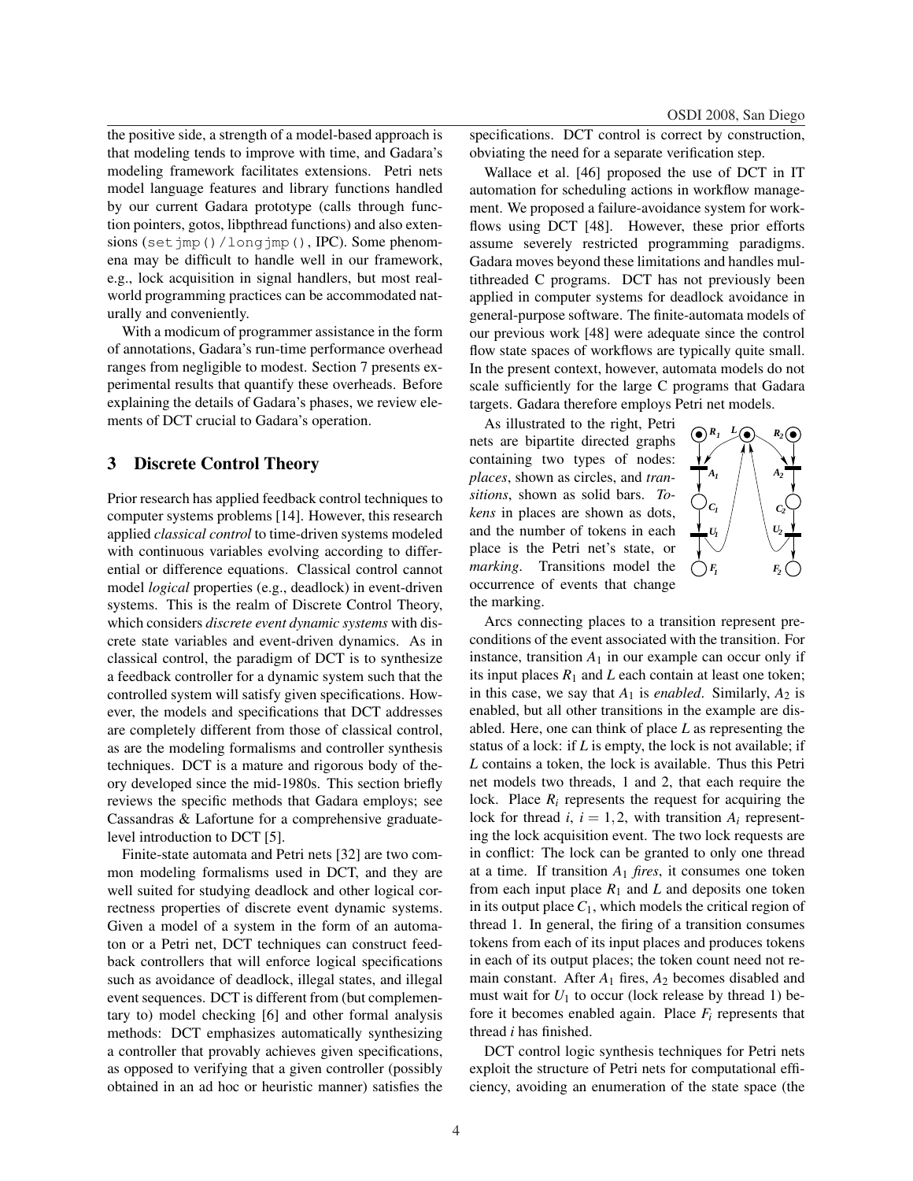the positive side, a strength of a model-based approach is that modeling tends to improve with time, and Gadara's modeling framework facilitates extensions. Petri nets model language features and library functions handled by our current Gadara prototype (calls through function pointers, gotos, libpthread functions) and also extensions (`setjmp()/longjmp()`, IPC). Some phenomena may be difficult to handle well in our framework, e.g., lock acquisition in signal handlers, but most real-world programming practices can be accommodated naturally and conveniently.

With a modicum of programmer assistance in the form of annotations, Gadara's run-time performance overhead ranges from negligible to modest. Section 7 presents experimental results that quantify these overheads. Before explaining the details of Gadara's phases, we review elements of DCT crucial to Gadara's operation.

## 3 Discrete Control Theory

Prior research has applied feedback control techniques to computer systems problems [14]. However, this research applied *classical control* to time-driven systems modeled with continuous variables evolving according to differential or difference equations. Classical control cannot model *logical* properties (e.g., deadlock) in event-driven systems. This is the realm of Discrete Control Theory, which considers *discrete event dynamic systems* with discrete state variables and event-driven dynamics. As in classical control, the paradigm of DCT is to synthesize a feedback controller for a dynamic system such that the controlled system will satisfy given specifications. However, the models and specifications that DCT addresses are completely different from those of classical control, as are the modeling formalisms and controller synthesis techniques. DCT is a mature and rigorous body of theory developed since the mid-1980s. This section briefly reviews the specific methods that Gadara employs; see Cassandras & Lafortune for a comprehensive graduate-level introduction to DCT [5].

Finite-state automata and Petri nets [32] are two common modeling formalisms used in DCT, and they are well suited for studying deadlock and other logical correctness properties of discrete event dynamic systems. Given a model of a system in the form of an automaton or a Petri net, DCT techniques can construct feedback controllers that will enforce logical specifications such as avoidance of deadlock, illegal states, and illegal event sequences. DCT is different from (but complementary to) model checking [6] and other formal analysis methods: DCT emphasizes automatically synthesizing a controller that provably achieves given specifications, as opposed to verifying that a given controller (possibly obtained in an ad hoc or heuristic manner) satisfies the specifications. DCT control is correct by construction, obviating the need for a separate verification step.

Wallace et al. [46] proposed the use of DCT in IT automation for scheduling actions in workflow management. We proposed a failure-avoidance system for workflows using DCT [48]. However, these prior efforts assume severely restricted programming paradigms. Gadara moves beyond these limitations and handles multithreaded C programs. DCT has not previously been applied in computer systems for deadlock avoidance in general-purpose software. The finite-automata models of our previous work [48] were adequate since the control flow state spaces of workflows are typically quite small. In the present context, however, automata models do not scale sufficiently for the large C programs that Gadara targets. Gadara therefore employs Petri net models.

As illustrated to the right, Petri nets are bipartite directed graphs containing two types of nodes: *places*, shown as circles, and *transitions*, shown as solid bars. *Tokens* in places are shown as dots, and the number of tokens in each place is the Petri net's state, or *marking*. Transitions model the occurrence of events that change the marking.

Arcs connecting places to a transition represent preconditions of the event associated with the transition. For instance, transition $A_1$ in our example can occur only if its input places $R_1$ and $L$ each contain at least one token; in this case, we say that $A_1$ is *enabled*. Similarly, $A_2$ is enabled, but all other transitions in the example are disabled. Here, one can think of place $L$ as representing the status of a lock: if $L$ is empty, the lock is not available; if $L$ contains a token, the lock is available. Thus this Petri net models two threads, 1 and 2, that each require the lock. Place $R_i$ represents the request for acquiring the lock for thread $i$, $i = 1, 2$, with transition $A_i$ representing the lock acquisition event. The two lock requests are in conflict: The lock can be granted to only one thread at a time. If transition $A_1$ *fires*, it consumes one token from each input place $R_1$ and $L$ and deposits one token in its output place $C_1$, which models the critical region of thread 1. In general, the firing of a transition consumes tokens from each of its input places and produces tokens in each of its output places; the token count need not remain constant. After $A_1$ fires, $A_2$ becomes disabled and must wait for $U_1$ to occur (lock release by thread 1) before it becomes enabled again. Place $F_i$ represents that thread $i$ has finished.

DCT control logic synthesis techniques for Petri nets exploit the structure of Petri nets for computational efficiency, avoiding an enumeration of the state space (the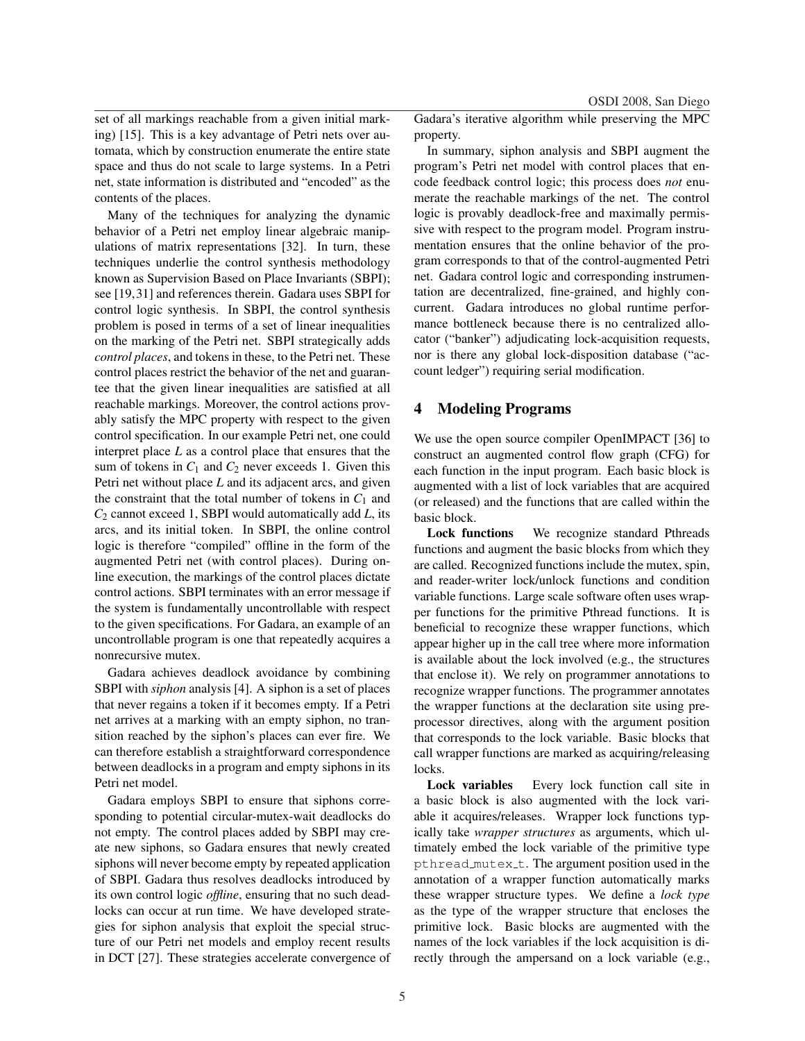set of all markings reachable from a given initial marking) [15]. This is a key advantage of Petri nets over automata, which by construction enumerate the entire state space and thus do not scale to large systems. In a Petri net, state information is distributed and "encoded" as the contents of the places.

Many of the techniques for analyzing the dynamic behavior of a Petri net employ linear algebraic manipulations of matrix representations [32]. In turn, these techniques underlie the control synthesis methodology known as Supervision Based on Place Invariants (SBPI); see [19,31] and references therein. Gadara uses SBPI for control logic synthesis. In SBPI, the control synthesis problem is posed in terms of a set of linear inequalities on the marking of the Petri net. SBPI strategically adds *control places*, and tokens in these, to the Petri net. These control places restrict the behavior of the net and guarantee that the given linear inequalities are satisfied at all reachable markings. Moreover, the control actions provably satisfy the MPC property with respect to the given control specification. In our example Petri net, one could interpret place $L$ as a control place that ensures that the sum of tokens in $C_1$ and $C_2$ never exceeds 1. Given this Petri net without place $L$ and its adjacent arcs, and given the constraint that the total number of tokens in $C_1$ and $C_2$ cannot exceed 1, SBPI would automatically add $L$, its arcs, and its initial token. In SBPI, the online control logic is therefore "compiled" offline in the form of the augmented Petri net (with control places). During online execution, the markings of the control places dictate control actions. SBPI terminates with an error message if the system is fundamentally uncontrollable with respect to the given specifications. For Gadara, an example of an uncontrollable program is one that repeatedly acquires a nonrecursive mutex.

Gadara achieves deadlock avoidance by combining SBPI with *siphon* analysis [4]. A siphon is a set of places that never regains a token if it becomes empty. If a Petri net arrives at a marking with an empty siphon, no transition reached by the siphon's places can ever fire. We can therefore establish a straightforward correspondence between deadlocks in a program and empty siphons in its Petri net model.

Gadara employs SBPI to ensure that siphons corresponding to potential circular-mutex-wait deadlocks do not empty. The control places added by SBPI may create new siphons, so Gadara ensures that newly created siphons will never become empty by repeated application of SBPI. Gadara thus resolves deadlocks introduced by its own control logic *offline*, ensuring that no such deadlocks can occur at run time. We have developed strategies for siphon analysis that exploit the special structure of our Petri net models and employ recent results in DCT [27]. These strategies accelerate convergence of Gadara's iterative algorithm while preserving the MPC property.

In summary, siphon analysis and SBPI augment the program's Petri net model with control places that encode feedback control logic; this process does *not* enumerate the reachable markings of the net. The control logic is provably deadlock-free and maximally permissive with respect to the program model. Program instrumentation ensures that the online behavior of the program corresponds to that of the control-augmented Petri net. Gadara control logic and corresponding instrumentation are decentralized, fine-grained, and highly concurrent. Gadara introduces no global runtime performance bottleneck because there is no centralized allocator ("banker") adjudicating lock-acquisition requests, nor is there any global lock-disposition database ("account ledger") requiring serial modification.

## 4 Modeling Programs

We use the open source compiler OpenIMPACT [36] to construct an augmented control flow graph (CFG) for each function in the input program. Each basic block is augmented with a list of lock variables that are acquired (or released) and the functions that are called within the basic block.

**Lock functions** We recognize standard Pthreads functions and augment the basic blocks from which they are called. Recognized functions include the mutex, spin, and reader-writer lock/unlock functions and condition variable functions. Large scale software often uses wrapper functions for the primitive Pthread functions. It is beneficial to recognize these wrapper functions, which appear higher up in the call tree where more information is available about the lock involved (e.g., the structures that enclose it). We rely on programmer annotations to recognize wrapper functions. The programmer annotates the wrapper functions at the declaration site using preprocessor directives, along with the argument position that corresponds to the lock variable. Basic blocks that call wrapper functions are marked as acquiring/releasing locks.

**Lock variables** Every lock function call site in a basic block is also augmented with the lock variable it acquires/releases. Wrapper lock functions typically take *wrapper structures* as arguments, which ultimately embed the lock variable of the primitive type `pthread_mutex_t`. The argument position used in the annotation of a wrapper function automatically marks these wrapper structure types. We define a *lock type* as the type of the wrapper structure that encloses the primitive lock. Basic blocks are augmented with the names of the lock variables if the lock acquisition is directly through the ampersand on a lock variable (e.g.,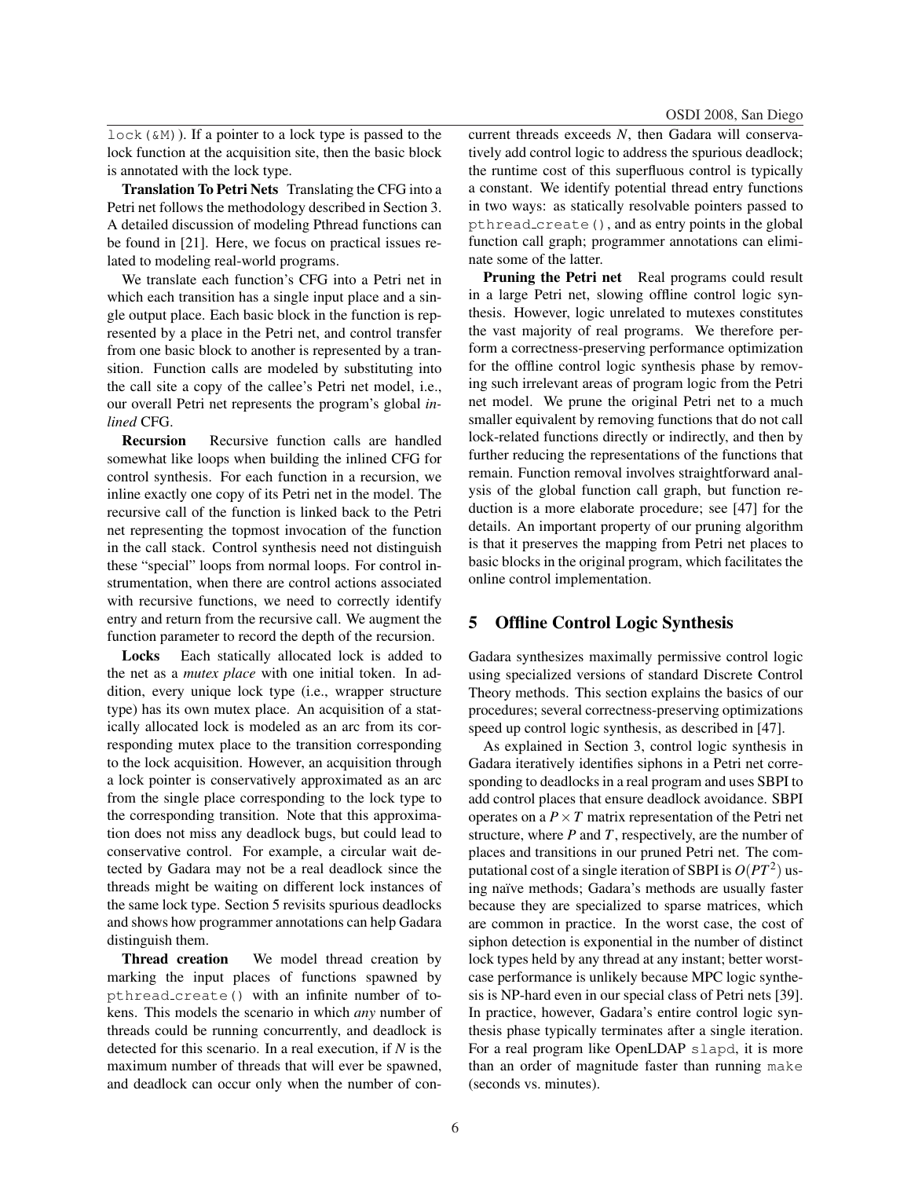lock(&M)). If a pointer to a lock type is passed to the lock function at the acquisition site, then the basic block is annotated with the lock type.

**Translation To Petri Nets** Translating the CFG into a Petri net follows the methodology described in Section 3. A detailed discussion of modeling Pthread functions can be found in [21]. Here, we focus on practical issues related to modeling real-world programs.

We translate each function's CFG into a Petri net in which each transition has a single input place and a single output place. Each basic block in the function is represented by a place in the Petri net, and control transfer from one basic block to another is represented by a transition. Function calls are modeled by substituting into the call site a copy of the callee's Petri net model, i.e., our overall Petri net represents the program's global *inlined* CFG.

**Recursion** Recursive function calls are handled somewhat like loops when building the inlined CFG for control synthesis. For each function in a recursion, we inline exactly one copy of its Petri net in the model. The recursive call of the function is linked back to the Petri net representing the topmost invocation of the function in the call stack. Control synthesis need not distinguish these "special" loops from normal loops. For control instrumentation, when there are control actions associated with recursive functions, we need to correctly identify entry and return from the recursive call. We augment the function parameter to record the depth of the recursion.

**Locks** Each statically allocated lock is added to the net as a *mutex place* with one initial token. In addition, every unique lock type (i.e., wrapper structure type) has its own mutex place. An acquisition of a statically allocated lock is modeled as an arc from its corresponding mutex place to the transition corresponding to the lock acquisition. However, an acquisition through a lock pointer is conservatively approximated as an arc from the single place corresponding to the lock type to the corresponding transition. Note that this approximation does not miss any deadlock bugs, but could lead to conservative control. For example, a circular wait detected by Gadara may not be a real deadlock since the threads might be waiting on different lock instances of the same lock type. Section 5 revisits spurious deadlocks and shows how programmer annotations can help Gadara distinguish them.

**Thread creation** We model thread creation by marking the input places of functions spawned by pthread_create() with an infinite number of tokens. This models the scenario in which *any* number of threads could be running concurrently, and deadlock is detected for this scenario. In a real execution, if $N$ is the maximum number of threads that will ever be spawned, and deadlock can occur only when the number of concurrent threads exceeds $N$, then Gadara will conservatively add control logic to address the spurious deadlock; the runtime cost of this superfluous control is typically a constant. We identify potential thread entry functions in two ways: as statically resolvable pointers passed to pthread_create(), and as entry points in the global function call graph; programmer annotations can eliminate some of the latter.

**Pruning the Petri net** Real programs could result in a large Petri net, slowing offline control logic synthesis. However, logic unrelated to mutexes constitutes the vast majority of real programs. We therefore perform a correctness-preserving performance optimization for the offline control logic synthesis phase by removing such irrelevant areas of program logic from the Petri net model. We prune the original Petri net to a much smaller equivalent by removing functions that do not call lock-related functions directly or indirectly, and then by further reducing the representations of the functions that remain. Function removal involves straightforward analysis of the global function call graph, but function reduction is a more elaborate procedure; see [47] for the details. An important property of our pruning algorithm is that it preserves the mapping from Petri net places to basic blocks in the original program, which facilitates the online control implementation.

## 5 Offline Control Logic Synthesis

Gadara synthesizes maximally permissive control logic using specialized versions of standard Discrete Control Theory methods. This section explains the basics of our procedures; several correctness-preserving optimizations speed up control logic synthesis, as described in [47].

As explained in Section 3, control logic synthesis in Gadara iteratively identifies siphons in a Petri net corresponding to deadlocks in a real program and uses SBPI to add control places that ensure deadlock avoidance. SBPI operates on a $P \times T$ matrix representation of the Petri net structure, where $P$ and $T$, respectively, are the number of places and transitions in our pruned Petri net. The computational cost of a single iteration of SBPI is $O(PT^2)$ using naïve methods; Gadara's methods are usually faster because they are specialized to sparse matrices, which are common in practice. In the worst case, the cost of siphon detection is exponential in the number of distinct lock types held by any thread at any instant; better worst-case performance is unlikely because MPC logic synthesis is NP-hard even in our special class of Petri nets [39]. In practice, however, Gadara's entire control logic synthesis phase typically terminates after a single iteration. For a real program like OpenLDAP slapd, it is more than an order of magnitude faster than running make (seconds vs. minutes).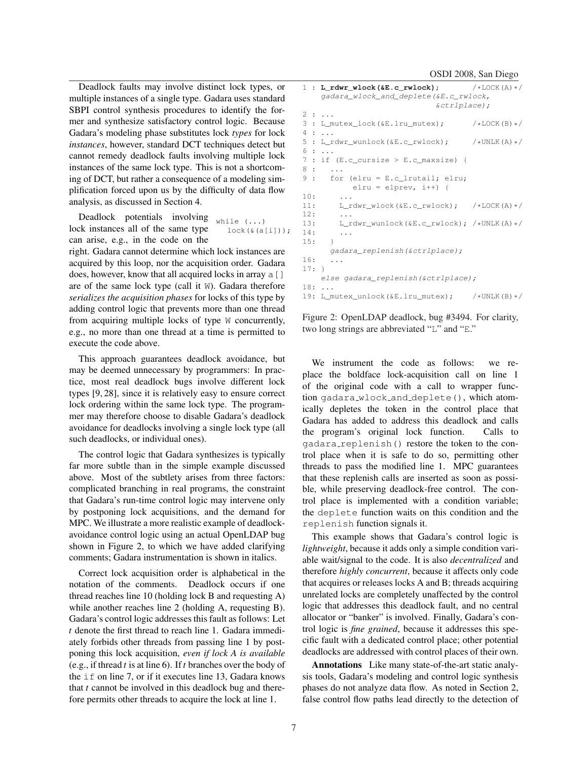Deadlock faults may involve distinct lock types, or multiple instances of a single type. Gadara uses standard SBPI control synthesis procedures to identify the former and synthesize satisfactory control logic. Because Gadara's modeling phase substitutes lock *types* for lock *instances*, however, standard DCT techniques detect but cannot remedy deadlock faults involving multiple lock instances of the same lock type. This is not a shortcoming of DCT, but rather a consequence of a modeling simplification forced upon us by the difficulty of data flow analysis, as discussed in Section 4.

Deadlock potentials involving lock instances all of the same type can arise, e.g., in the code on the right. Gadara cannot determine which lock instances are acquired by this loop, nor the acquisition order. Gadara does, however, know that all acquired locks in array `a[]` are of the same lock type (call it `W`). Gadara therefore *serializes the acquisition phases* for locks of this type by adding control logic that prevents more than one thread from acquiring multiple locks of type `W` concurrently, e.g., no more than one thread at a time is permitted to execute the code above.

```
while (...)
  lock(&(a[i]));
```

This approach guarantees deadlock avoidance, but may be deemed unnecessary by programmers: In practice, most real deadlock bugs involve different lock types [9, 28], since it is relatively easy to ensure correct lock ordering within the same lock type. The programmer may therefore choose to disable Gadara's deadlock avoidance for deadlocks involving a single lock type (all such deadlocks, or individual ones).

The control logic that Gadara synthesizes is typically far more subtle than in the simple example discussed above. Most of the subtlety arises from three factors: complicated branching in real programs, the constraint that Gadara's run-time control logic may intervene only by postponing lock acquisitions, and the demand for MPC. We illustrate a more realistic example of deadlock-avoidance control logic using an actual OpenLDAP bug shown in Figure 2, to which we have added clarifying comments; Gadara instrumentation is shown in italics.

Correct lock acquisition order is alphabetical in the notation of the comments. Deadlock occurs if one thread reaches line 10 (holding lock B and requesting A) while another reaches line 2 (holding A, requesting B). Gadara's control logic addresses this fault as follows: Let *t* denote the first thread to reach line 1. Gadara immediately forbids other threads from passing line 1 by postponing this lock acquisition, *even if lock A is available* (e.g., if thread *t* is at line 6). If *t* branches over the body of the `if` on line 7, or if it executes line 13, Gadara knows that *t* cannot be involved in this deadlock bug and therefore permits other threads to acquire the lock at line 1.

```
1 : L_rdwr_wlock(&E.c_rwlock);          /*LOCK(A)*/
    gadara_wlock_and_deplete(&E.c_rwlock,
                             &ctrlplace);
2 : ...
3 : L_mutex_lock(&E.lru_mutex);         /*LOCK(B)*/
4 : ...
5 : L_rdwr_wunlock(&E.c_rwlock);        /*UNLK(A)*/
6 : ...
7 : if (E.c_cursize > E.c_maxsize) {
8 :   ...
9 :   for (elru = E.c_lrutail; elru;
          elru = elprev, i++) {
10:     ...
11:     L_rdwr_wlock(&E.c_rwlock);    /*LOCK(A)*/
12:     ...
13:     L_rdwr_wunlock(&E.c_rwlock); /*UNLK(A)*/
14:     ...
15:   }
      gadara_replenish(&ctrlplace);
16:   ...
17: }
    else gadara_replenish(&ctrlplace);
18: ...
19: L_mutex_unlock(&E.lru_mutex);       /*UNLK(B)*/
```

Figure 2: OpenLDAP deadlock, bug #3494. For clarity, two long strings are abbreviated "L" and "E."

We instrument the code as follows: we replace the boldface lock-acquisition call on line 1 of the original code with a call to wrapper function `gadara_wlock_and_deplete()`, which atomically depletes the token in the control place that Gadara has added to address this deadlock and calls the program's original lock function. Calls to `gadara_replenish()` restore the token to the control place when it is safe to do so, permitting other threads to pass the modified line 1. MPC guarantees that these replenish calls are inserted as soon as possible, while preserving deadlock-free control. The control place is implemented with a condition variable; the `deplete` function waits on this condition and the `replenish` function signals it.

This example shows that Gadara's control logic is *lightweight*, because it adds only a simple condition variable wait/signal to the code. It is also *decentralized* and therefore *highly concurrent*, because it affects only code that acquires or releases locks A and B; threads acquiring unrelated locks are completely unaffected by the control logic that addresses this deadlock fault, and no central allocator or "banker" is involved. Finally, Gadara's control logic is *fine grained*, because it addresses this specific fault with a dedicated control place; other potential deadlocks are addressed with control places of their own.

**Annotations** Like many state-of-the-art static analysis tools, Gadara's modeling and control logic synthesis phases do not analyze data flow. As noted in Section 2, false control flow paths lead directly to the detection of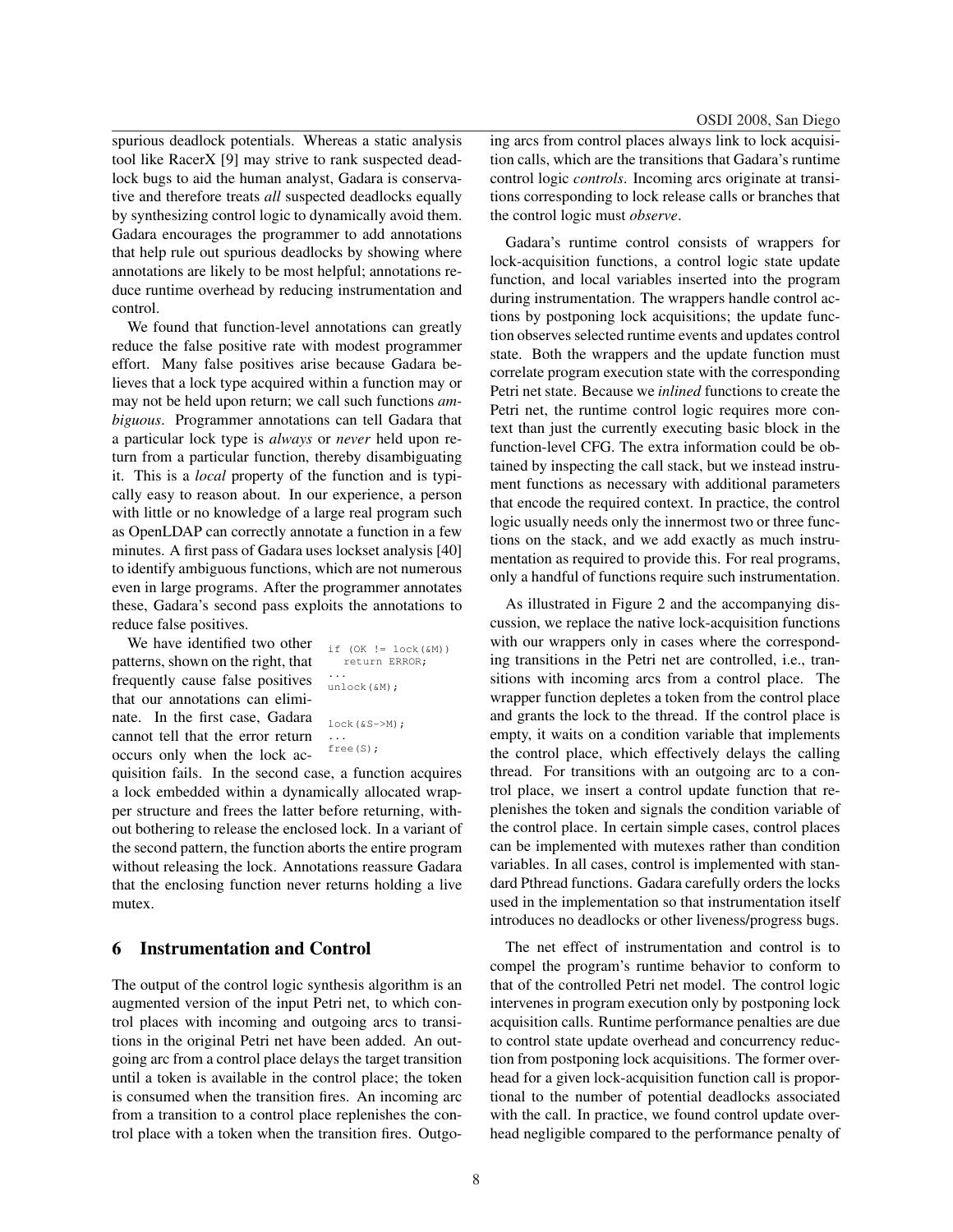spurious deadlock potentials. Whereas a static analysis tool like RacerX [9] may strive to rank suspected deadlock bugs to aid the human analyst, Gadara is conservative and therefore treats *all* suspected deadlocks equally by synthesizing control logic to dynamically avoid them. Gadara encourages the programmer to add annotations that help rule out spurious deadlocks by showing where annotations are likely to be most helpful; annotations reduce runtime overhead by reducing instrumentation and control.

We found that function-level annotations can greatly reduce the false positive rate with modest programmer effort. Many false positives arise because Gadara believes that a lock type acquired within a function may or may not be held upon return; we call such functions *ambiguous*. Programmer annotations can tell Gadara that a particular lock type is *always* or *never* held upon return from a particular function, thereby disambiguating it. This is a *local* property of the function and is typically easy to reason about. In our experience, a person with little or no knowledge of a large real program such as OpenLDAP can correctly annotate a function in a few minutes. A first pass of Gadara uses lockset analysis [40] to identify ambiguous functions, which are not numerous even in large programs. After the programmer annotates these, Gadara's second pass exploits the annotations to reduce false positives.

```
if (OK != lock(&M))
   return ERROR;
...
unlock(&M);
```

```
lock(&S->M);
...
free(S);
```

We have identified two other patterns, shown on the right, that frequently cause false positives that our annotations can eliminate. In the first case, Gadara cannot tell that the error return occurs only when the lock acquisition fails. In the second case, a function acquires a lock embedded within a dynamically allocated wrapper structure and frees the latter before returning, without bothering to release the enclosed lock. In a variant of the second pattern, the function aborts the entire program without releasing the lock. Annotations reassure Gadara that the enclosing function never returns holding a live mutex.

## 6 Instrumentation and Control

The output of the control logic synthesis algorithm is an augmented version of the input Petri net, to which control places with incoming and outgoing arcs to transitions in the original Petri net have been added. An outgoing arc from a control place delays the target transition until a token is available in the control place; the token is consumed when the transition fires. An incoming arc from a transition to a control place replenishes the control place with a token when the transition fires. Outgoing arcs from control places always link to lock acquisition calls, which are the transitions that Gadara's runtime control logic *controls*. Incoming arcs originate at transitions corresponding to lock release calls or branches that the control logic must *observe*.

Gadara's runtime control consists of wrappers for lock-acquisition functions, a control logic state update function, and local variables inserted into the program during instrumentation. The wrappers handle control actions by postponing lock acquisitions; the update function observes selected runtime events and updates control state. Both the wrappers and the update function must correlate program execution state with the corresponding Petri net state. Because we *inlined* functions to create the Petri net, the runtime control logic requires more context than just the currently executing basic block in the function-level CFG. The extra information could be obtained by inspecting the call stack, but we instead instrument functions as necessary with additional parameters that encode the required context. In practice, the control logic usually needs only the innermost two or three functions on the stack, and we add exactly as much instrumentation as required to provide this. For real programs, only a handful of functions require such instrumentation.

As illustrated in Figure 2 and the accompanying discussion, we replace the native lock-acquisition functions with our wrappers only in cases where the corresponding transitions in the Petri net are controlled, i.e., transitions with incoming arcs from a control place. The wrapper function depletes a token from the control place and grants the lock to the thread. If the control place is empty, it waits on a condition variable that implements the control place, which effectively delays the calling thread. For transitions with an outgoing arc to a control place, we insert a control update function that replenishes the token and signals the condition variable of the control place. In certain simple cases, control places can be implemented with mutexes rather than condition variables. In all cases, control is implemented with standard Pthread functions. Gadara carefully orders the locks used in the implementation so that instrumentation itself introduces no deadlocks or other liveness/progress bugs.

The net effect of instrumentation and control is to compel the program's runtime behavior to conform to that of the controlled Petri net model. The control logic intervenes in program execution only by postponing lock acquisition calls. Runtime performance penalties are due to control state update overhead and concurrency reduction from postponing lock acquisitions. The former overhead for a given lock-acquisition function call is proportional to the number of potential deadlocks associated with the call. In practice, we found control update overhead negligible compared to the performance penalty of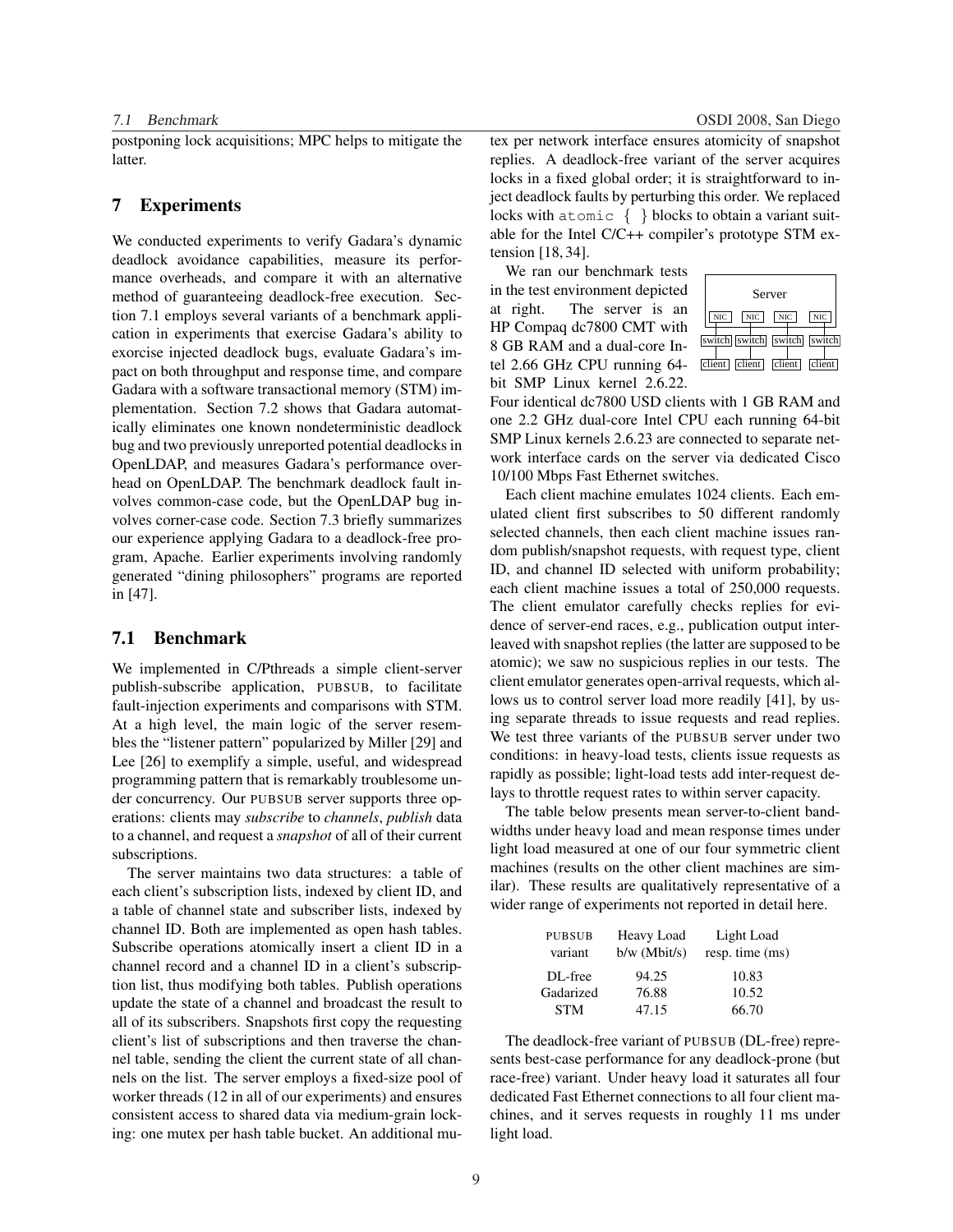postponing lock acquisitions; MPC helps to mitigate the latter.

## 7 Experiments

We conducted experiments to verify Gadara's dynamic deadlock avoidance capabilities, measure its performance overheads, and compare it with an alternative method of guaranteeing deadlock-free execution. Section 7.1 employs several variants of a benchmark application in experiments that exercise Gadara's ability to exorcise injected deadlock bugs, evaluate Gadara's impact on both throughput and response time, and compare Gadara with a software transactional memory (STM) implementation. Section 7.2 shows that Gadara automatically eliminates one known nondeterministic deadlock bug and two previously unreported potential deadlocks in OpenLDAP, and measures Gadara's performance overhead on OpenLDAP. The benchmark deadlock fault involves common-case code, but the OpenLDAP bug involves corner-case code. Section 7.3 briefly summarizes our experience applying Gadara to a deadlock-free program, Apache. Earlier experiments involving randomly generated "dining philosophers" programs are reported in [47].

### 7.1 Benchmark

We implemented in C/Pthreads a simple client-server publish-subscribe application, PUBSUB, to facilitate fault-injection experiments and comparisons with STM. At a high level, the main logic of the server resembles the "listener pattern" popularized by Miller [29] and Lee [26] to exemplify a simple, useful, and widespread programming pattern that is remarkably troublesome under concurrency. Our PUBSUB server supports three operations: clients may *subscribe* to *channels*, *publish* data to a channel, and request a *snapshot* of all of their current subscriptions.

The server maintains two data structures: a table of each client's subscription lists, indexed by client ID, and a table of channel state and subscriber lists, indexed by channel ID. Both are implemented as open hash tables. Subscribe operations atomically insert a client ID in a channel record and a channel ID in a client's subscription list, thus modifying both tables. Publish operations update the state of a channel and broadcast the result to all of its subscribers. Snapshots first copy the requesting client's list of subscriptions and then traverse the channel table, sending the client the current state of all channels on the list. The server employs a fixed-size pool of worker threads (12 in all of our experiments) and ensures consistent access to shared data via medium-grain locking: one mutex per hash table bucket. An additional mutex per network interface ensures atomicity of snapshot replies. A deadlock-free variant of the server acquires locks in a fixed global order; it is straightforward to inject deadlock faults by perturbing this order. We replaced locks with `atomic { }` blocks to obtain a variant suitable for the Intel C/C++ compiler's prototype STM extension [18, 34].

We ran our benchmark tests in the test environment depicted at right. The server is an HP Compaq dc7800 CMT with 8 GB RAM and a dual-core Intel 2.66 GHz CPU running 64-bit SMP Linux kernel 2.6.22.

Server
NIC NIC NIC NIC
switch switch switch switch
client client client client

Four identical dc7800 USD clients with 1 GB RAM and one 2.2 GHz dual-core Intel CPU each running 64-bit SMP Linux kernels 2.6.23 are connected to separate network interface cards on the server via dedicated Cisco 10/100 Mbps Fast Ethernet switches.

Each client machine emulates 1024 clients. Each emulated client first subscribes to 50 different randomly selected channels, then each client machine issues random publish/snapshot requests, with request type, client ID, and channel ID selected with uniform probability; each client machine issues a total of 250,000 requests. The client emulator carefully checks replies for evidence of server-end races, e.g., publication output interleaved with snapshot replies (the latter are supposed to be atomic); we saw no suspicious replies in our tests. The client emulator generates open-arrival requests, which allows us to control server load more readily [41], by using separate threads to issue requests and read replies. We test three variants of the PUBSUB server under two conditions: in heavy-load tests, clients issue requests as rapidly as possible; light-load tests add inter-request delays to throttle request rates to within server capacity.

The table below presents mean server-to-client bandwidths under heavy load and mean response times under light load measured at one of our four symmetric client machines (results on the other client machines are similar). These results are qualitatively representative of a wider range of experiments not reported in detail here.

| PUBSUB variant | Heavy Load b/w (Mbit/s) | Light Load resp. time (ms) |
|---|---|---|
| DL-free | 94.25 | 10.83 |
| Gadarized | 76.88 | 10.52 |
| STM | 47.15 | 66.70 |

The deadlock-free variant of PUBSUB (DL-free) represents best-case performance for any deadlock-prone (but race-free) variant. Under heavy load it saturates all four dedicated Fast Ethernet connections to all four client machines, and it serves requests in roughly 11 ms under light load.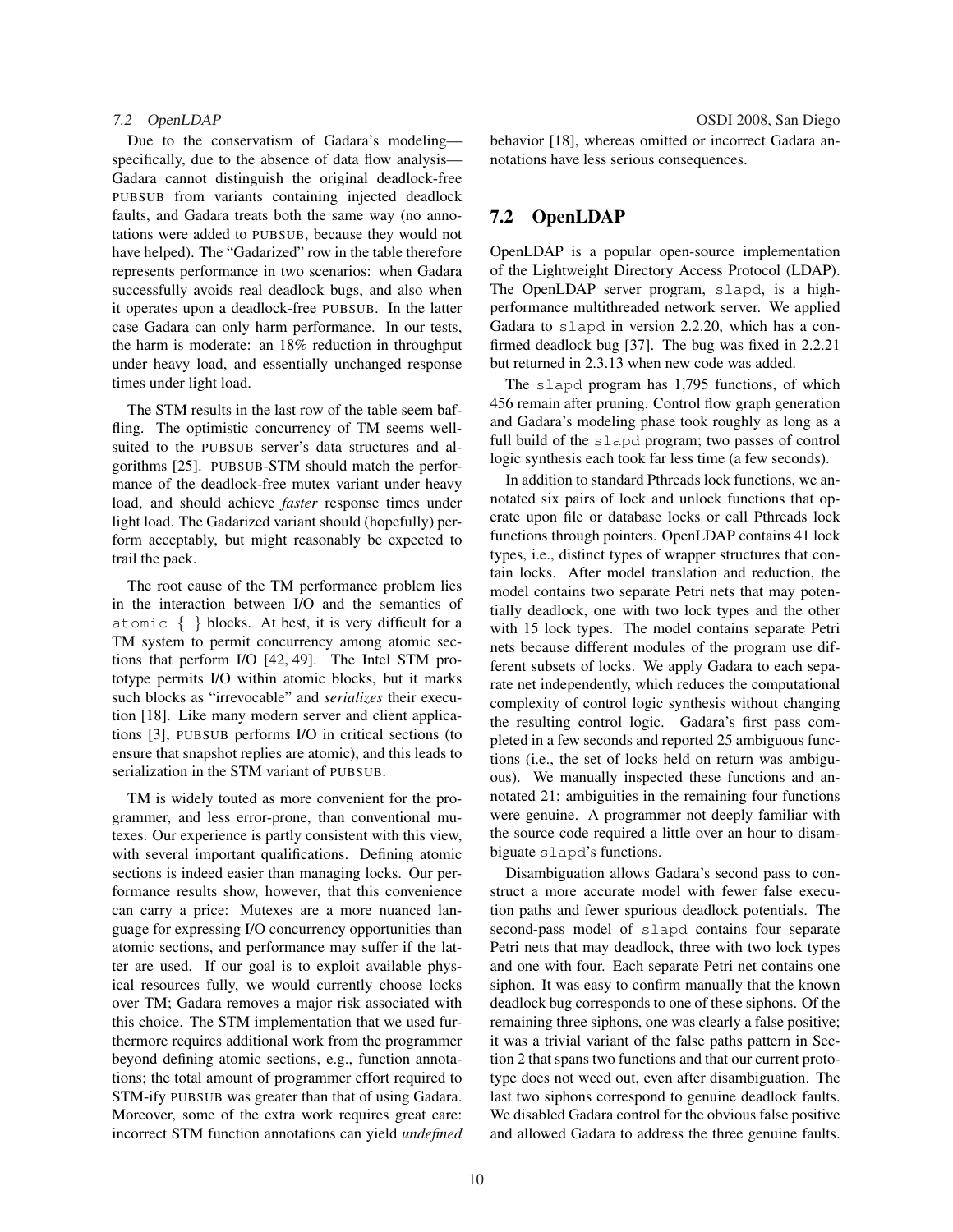Due to the conservatism of Gadara's modeling—specifically, due to the absence of data flow analysis—Gadara cannot distinguish the original deadlock-free PUBSUB from variants containing injected deadlock faults, and Gadara treats both the same way (no annotations were added to PUBSUB, because they would not have helped). The "Gadarized" row in the table therefore represents performance in two scenarios: when Gadara successfully avoids real deadlock bugs, and also when it operates upon a deadlock-free PUBSUB. In the latter case Gadara can only harm performance. In our tests, the harm is moderate: an 18% reduction in throughput under heavy load, and essentially unchanged response times under light load.

The STM results in the last row of the table seem baffling. The optimistic concurrency of TM seems well-suited to the PUBSUB server's data structures and algorithms [25]. PUBSUB-STM should match the performance of the deadlock-free mutex variant under heavy load, and should achieve *faster* response times under light load. The Gadarized variant should (hopefully) perform acceptably, but might reasonably be expected to trail the pack.

The root cause of the TM performance problem lies in the interaction between I/O and the semantics of `atomic { }` blocks. At best, it is very difficult for a TM system to permit concurrency among atomic sections that perform I/O [42, 49]. The Intel STM prototype permits I/O within atomic blocks, but it marks such blocks as "irrevocable" and *serializes* their execution [18]. Like many modern server and client applications [3], PUBSUB performs I/O in critical sections (to ensure that snapshot replies are atomic), and this leads to serialization in the STM variant of PUBSUB.

TM is widely touted as more convenient for the programmer, and less error-prone, than conventional mutexes. Our experience is partly consistent with this view, with several important qualifications. Defining atomic sections is indeed easier than managing locks. Our performance results show, however, that this convenience can carry a price: Mutexes are a more nuanced language for expressing I/O concurrency opportunities than atomic sections, and performance may suffer if the latter are used. If our goal is to exploit available physical resources fully, we would currently choose locks over TM; Gadara removes a major risk associated with this choice. The STM implementation that we used furthermore requires additional work from the programmer beyond defining atomic sections, e.g., function annotations; the total amount of programmer effort required to STM-ify PUBSUB was greater than that of using Gadara. Moreover, some of the extra work requires great care: incorrect STM function annotations can yield *undefined* behavior [18], whereas omitted or incorrect Gadara annotations have less serious consequences.

## 7.2 OpenLDAP

OpenLDAP is a popular open-source implementation of the Lightweight Directory Access Protocol (LDAP). The OpenLDAP server program, `slapd`, is a high-performance multithreaded network server. We applied Gadara to `slapd` in version 2.2.20, which has a confirmed deadlock bug [37]. The bug was fixed in 2.2.21 but returned in 2.3.13 when new code was added.

The `slapd` program has 1,795 functions, of which 456 remain after pruning. Control flow graph generation and Gadara's modeling phase took roughly as long as a full build of the `slapd` program; two passes of control logic synthesis each took far less time (a few seconds).

In addition to standard Pthreads lock functions, we annotated six pairs of lock and unlock functions that operate upon file or database locks or call Pthreads lock functions through pointers. OpenLDAP contains 41 lock types, i.e., distinct types of wrapper structures that contain locks. After model translation and reduction, the model contains two separate Petri nets that may potentially deadlock, one with two lock types and the other with 15 lock types. The model contains separate Petri nets because different modules of the program use different subsets of locks. We apply Gadara to each separate net independently, which reduces the computational complexity of control logic synthesis without changing the resulting control logic. Gadara's first pass completed in a few seconds and reported 25 ambiguous functions (i.e., the set of locks held on return was ambiguous). We manually inspected these functions and annotated 21; ambiguities in the remaining four functions were genuine. A programmer not deeply familiar with the source code required a little over an hour to disambiguate `slapd`'s functions.

Disambiguation allows Gadara's second pass to construct a more accurate model with fewer false execution paths and fewer spurious deadlock potentials. The second-pass model of `slapd` contains four separate Petri nets that may deadlock, three with two lock types and one with four. Each separate Petri net contains one siphon. It was easy to confirm manually that the known deadlock bug corresponds to one of these siphons. Of the remaining three siphons, one was clearly a false positive; it was a trivial variant of the false paths pattern in Section 2 that spans two functions and that our current prototype does not weed out, even after disambiguation. The last two siphons correspond to genuine deadlock faults. We disabled Gadara control for the obvious false positive and allowed Gadara to address the three genuine faults.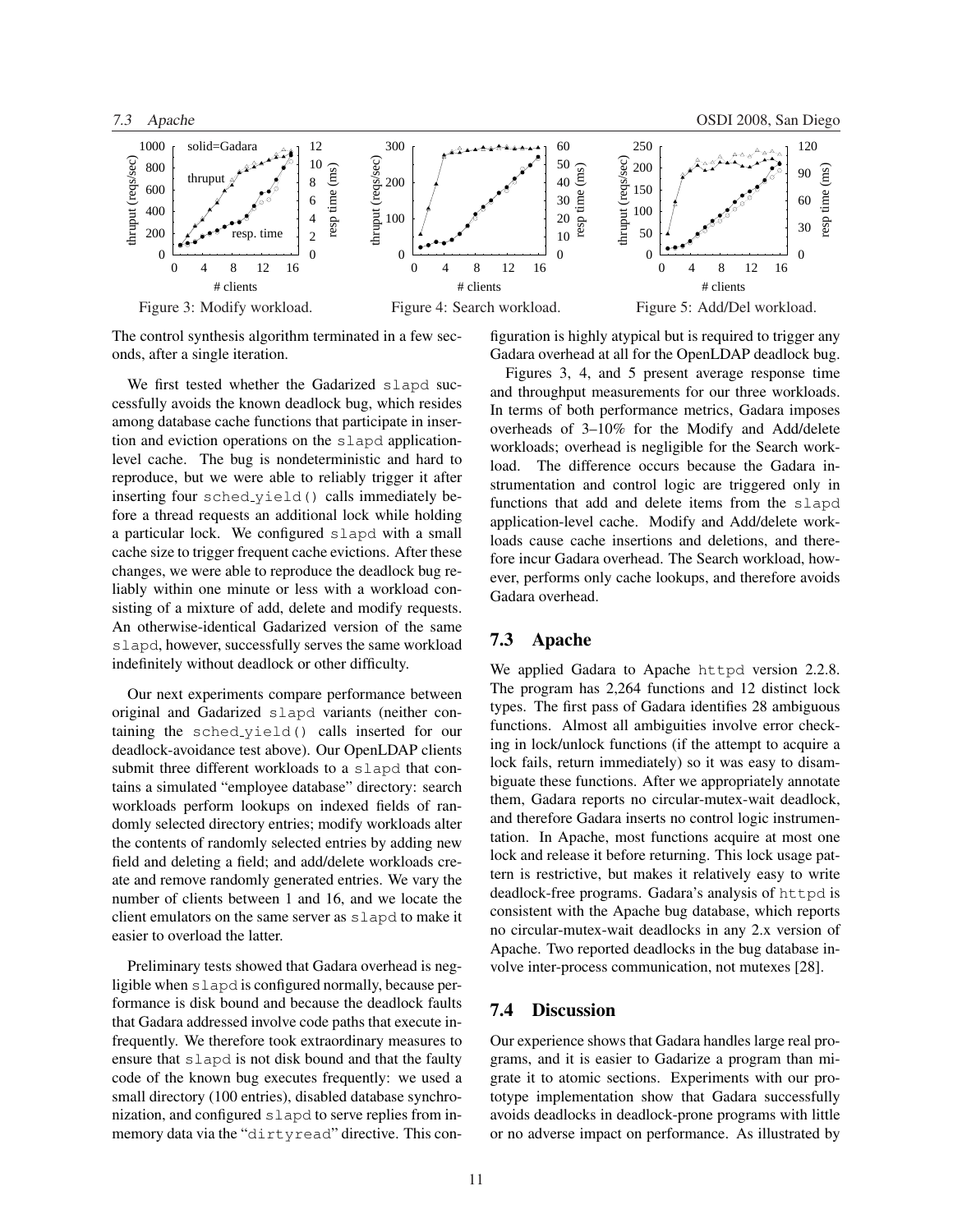Figure 3: Modify workload.

Figure 4: Search workload.

Figure 5: Add/Del workload.

The control synthesis algorithm terminated in a few seconds, after a single iteration.

We first tested whether the Gadarized slapd successfully avoids the known deadlock bug, which resides among database cache functions that participate in insertion and eviction operations on the slapd application-level cache. The bug is nondeterministic and hard to reproduce, but we were able to reliably trigger it after inserting four sched_yield() calls immediately before a thread requests an additional lock while holding a particular lock. We configured slapd with a small cache size to trigger frequent cache evictions. After these changes, we were able to reproduce the deadlock bug reliably within one minute or less with a workload consisting of a mixture of add, delete and modify requests. An otherwise-identical Gadarized version of the same slapd, however, successfully serves the same workload indefinitely without deadlock or other difficulty.

Our next experiments compare performance between original and Gadarized slapd variants (neither containing the sched_yield() calls inserted for our deadlock-avoidance test above). Our OpenLDAP clients submit three different workloads to a slapd that contains a simulated "employee database" directory: search workloads perform lookups on indexed fields of randomly selected directory entries; modify workloads alter the contents of randomly selected entries by adding new field and deleting a field; and add/delete workloads create and remove randomly generated entries. We vary the number of clients between 1 and 16, and we locate the client emulators on the same server as slapd to make it easier to overload the latter.

Preliminary tests showed that Gadara overhead is negligible when slapd is configured normally, because performance is disk bound and because the deadlock faults that Gadara addressed involve code paths that execute infrequently. We therefore took extraordinary measures to ensure that slapd is not disk bound and that the faulty code of the known bug executes frequently: we used a small directory (100 entries), disabled database synchronization, and configured slapd to serve replies from in-memory data via the "dirtyread" directive. This configuration is highly atypical but is required to trigger any Gadara overhead at all for the OpenLDAP deadlock bug.

Figures 3, 4, and 5 present average response time and throughput measurements for our three workloads. In terms of both performance metrics, Gadara imposes overheads of 3–10% for the Modify and Add/delete workloads; overhead is negligible for the Search workload. The difference occurs because the Gadara instrumentation and control logic are triggered only in functions that add and delete items from the slapd application-level cache. Modify and Add/delete workloads cause cache insertions and deletions, and therefore incur Gadara overhead. The Search workload, however, performs only cache lookups, and therefore avoids Gadara overhead.

## 7.3 Apache

We applied Gadara to Apache httpd version 2.2.8. The program has 2,264 functions and 12 distinct lock types. The first pass of Gadara identifies 28 ambiguous functions. Almost all ambiguities involve error checking in lock/unlock functions (if the attempt to acquire a lock fails, return immediately) so it was easy to disambiguate these functions. After we appropriately annotate them, Gadara reports no circular-mutex-wait deadlock, and therefore Gadara inserts no control logic instrumentation. In Apache, most functions acquire at most one lock and release it before returning. This lock usage pattern is restrictive, but makes it relatively easy to write deadlock-free programs. Gadara's analysis of httpd is consistent with the Apache bug database, which reports no circular-mutex-wait deadlocks in any 2.x version of Apache. Two reported deadlocks in the bug database involve inter-process communication, not mutexes [28].

## 7.4 Discussion

Our experience shows that Gadara handles large real programs, and it is easier to Gadarize a program than migrate it to atomic sections. Experiments with our prototype implementation show that Gadara successfully avoids deadlocks in deadlock-prone programs with little or no adverse impact on performance. As illustrated by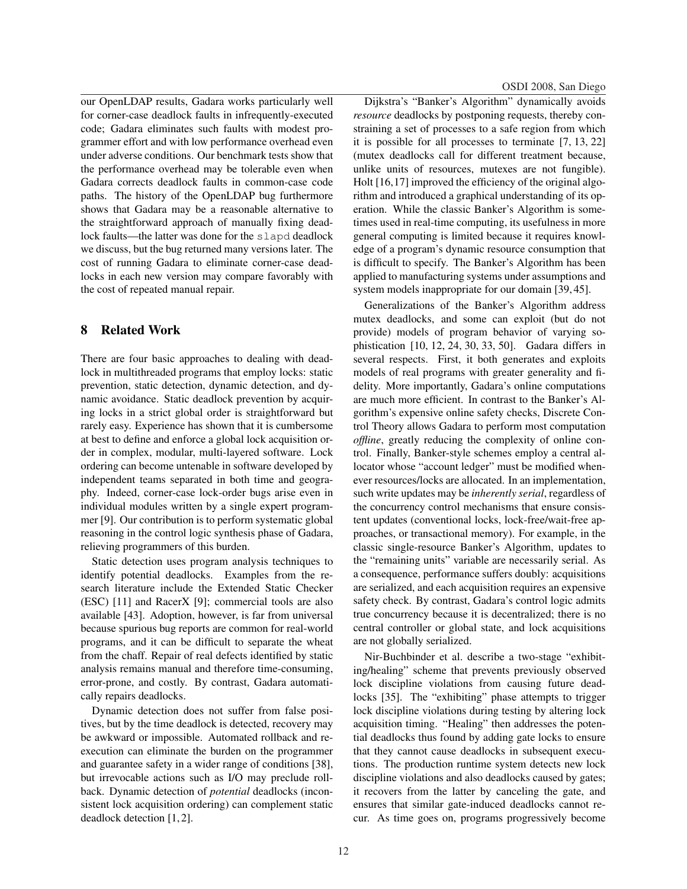our OpenLDAP results, Gadara works particularly well for corner-case deadlock faults in infrequently-executed code; Gadara eliminates such faults with modest programmer effort and with low performance overhead even under adverse conditions. Our benchmark tests show that the performance overhead may be tolerable even when Gadara corrects deadlock faults in common-case code paths. The history of the OpenLDAP bug furthermore shows that Gadara may be a reasonable alternative to the straightforward approach of manually fixing deadlock faults—the latter was done for the `slapd` deadlock we discuss, but the bug returned many versions later. The cost of running Gadara to eliminate corner-case deadlocks in each new version may compare favorably with the cost of repeated manual repair.

## 8 Related Work

There are four basic approaches to dealing with deadlock in multithreaded programs that employ locks: static prevention, static detection, dynamic detection, and dynamic avoidance. Static deadlock prevention by acquiring locks in a strict global order is straightforward but rarely easy. Experience has shown that it is cumbersome at best to define and enforce a global lock acquisition order in complex, modular, multi-layered software. Lock ordering can become untenable in software developed by independent teams separated in both time and geography. Indeed, corner-case lock-order bugs arise even in individual modules written by a single expert programmer [9]. Our contribution is to perform systematic global reasoning in the control logic synthesis phase of Gadara, relieving programmers of this burden.

Static detection uses program analysis techniques to identify potential deadlocks. Examples from the research literature include the Extended Static Checker (ESC) [11] and RacerX [9]; commercial tools are also available [43]. Adoption, however, is far from universal because spurious bug reports are common for real-world programs, and it can be difficult to separate the wheat from the chaff. Repair of real defects identified by static analysis remains manual and therefore time-consuming, error-prone, and costly. By contrast, Gadara automatically repairs deadlocks.

Dynamic detection does not suffer from false positives, but by the time deadlock is detected, recovery may be awkward or impossible. Automated rollback and re-execution can eliminate the burden on the programmer and guarantee safety in a wider range of conditions [38], but irrevocable actions such as I/O may preclude rollback. Dynamic detection of *potential* deadlocks (inconsistent lock acquisition ordering) can complement static deadlock detection [1, 2].

Dijkstra's "Banker's Algorithm" dynamically avoids *resource* deadlocks by postponing requests, thereby constraining a set of processes to a safe region from which it is possible for all processes to terminate [7, 13, 22] (mutex deadlocks call for different treatment because, unlike units of resources, mutexes are not fungible). Holt [16, 17] improved the efficiency of the original algorithm and introduced a graphical understanding of its operation. While the classic Banker's Algorithm is sometimes used in real-time computing, its usefulness in more general computing is limited because it requires knowledge of a program's dynamic resource consumption that is difficult to specify. The Banker's Algorithm has been applied to manufacturing systems under assumptions and system models inappropriate for our domain [39, 45].

Generalizations of the Banker's Algorithm address mutex deadlocks, and some can exploit (but do not provide) models of program behavior of varying sophistication [10, 12, 24, 30, 33, 50]. Gadara differs in several respects. First, it both generates and exploits models of real programs with greater generality and fidelity. More importantly, Gadara's online computations are much more efficient. In contrast to the Banker's Algorithm's expensive online safety checks, Discrete Control Theory allows Gadara to perform most computation *offline*, greatly reducing the complexity of online control. Finally, Banker-style schemes employ a central allocator whose "account ledger" must be modified whenever resources/locks are allocated. In an implementation, such write updates may be *inherently serial*, regardless of the concurrency control mechanisms that ensure consistent updates (conventional locks, lock-free/wait-free approaches, or transactional memory). For example, in the classic single-resource Banker's Algorithm, updates to the "remaining units" variable are necessarily serial. As a consequence, performance suffers doubly: acquisitions are serialized, and each acquisition requires an expensive safety check. By contrast, Gadara's control logic admits true concurrency because it is decentralized; there is no central controller or global state, and lock acquisitions are not globally serialized.

Nir-Buchbinder et al. describe a two-stage "exhibiting/healing" scheme that prevents previously observed lock discipline violations from causing future deadlocks [35]. The "exhibiting" phase attempts to trigger lock discipline violations during testing by altering lock acquisition timing. "Healing" then addresses the potential deadlocks thus found by adding gate locks to ensure that they cannot cause deadlocks in subsequent executions. The production runtime system detects new lock discipline violations and also deadlocks caused by gates; it recovers from the latter by canceling the gate, and ensures that similar gate-induced deadlocks cannot recur. As time goes on, programs progressively become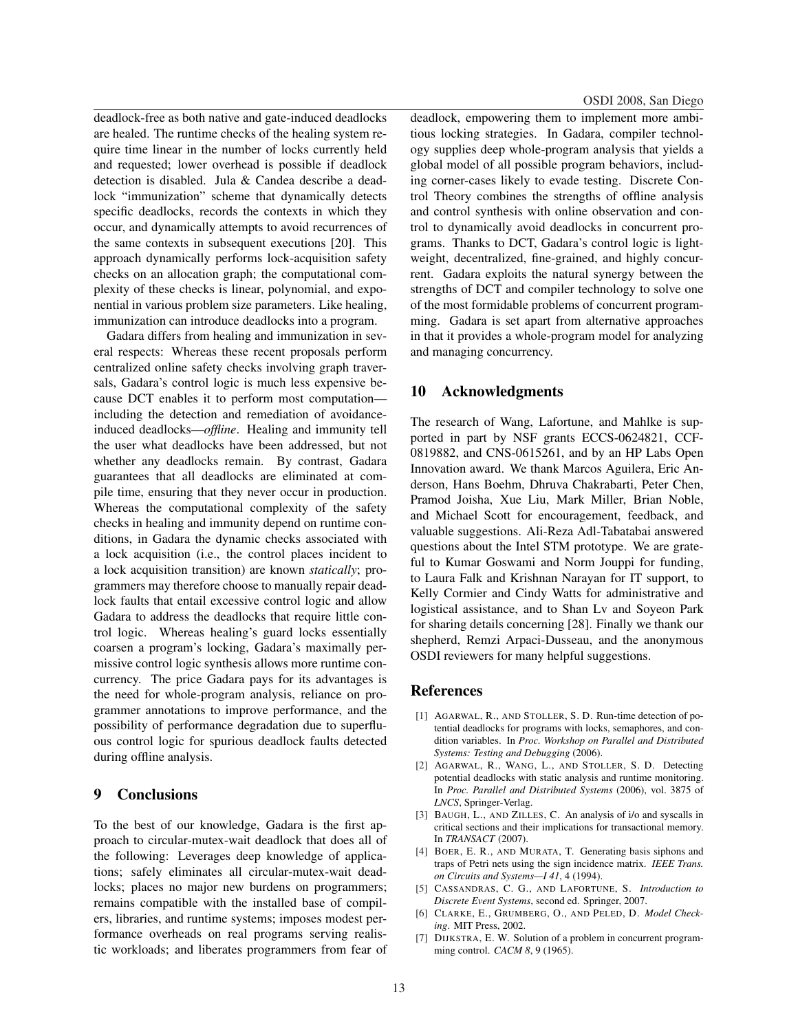deadlock-free as both native and gate-induced deadlocks are healed. The runtime checks of the healing system require time linear in the number of locks currently held and requested; lower overhead is possible if deadlock detection is disabled. Jula & Candea describe a deadlock "immunization" scheme that dynamically detects specific deadlocks, records the contexts in which they occur, and dynamically attempts to avoid recurrences of the same contexts in subsequent executions [20]. This approach dynamically performs lock-acquisition safety checks on an allocation graph; the computational complexity of these checks is linear, polynomial, and exponential in various problem size parameters. Like healing, immunization can introduce deadlocks into a program.

Gadara differs from healing and immunization in several respects: Whereas these recent proposals perform centralized online safety checks involving graph traversals, Gadara's control logic is much less expensive because DCT enables it to perform most computation—including the detection and remediation of avoidance-induced deadlocks—*offline*. Healing and immunity tell the user what deadlocks have been addressed, but not whether any deadlocks remain. By contrast, Gadara guarantees that all deadlocks are eliminated at compile time, ensuring that they never occur in production. Whereas the computational complexity of the safety checks in healing and immunity depend on runtime conditions, in Gadara the dynamic checks associated with a lock acquisition (i.e., the control places incident to a lock acquisition transition) are known *statically*; programmers may therefore choose to manually repair deadlock faults that entail excessive control logic and allow Gadara to address the deadlocks that require little control logic. Whereas healing's guard locks essentially coarsen a program's locking, Gadara's maximally permissive control logic synthesis allows more runtime concurrency. The price Gadara pays for its advantages is the need for whole-program analysis, reliance on programmer annotations to improve performance, and the possibility of performance degradation due to superfluous control logic for spurious deadlock faults detected during offline analysis.

## 9 Conclusions

To the best of our knowledge, Gadara is the first approach to circular-mutex-wait deadlock that does all of the following: Leverages deep knowledge of applications; safely eliminates all circular-mutex-wait deadlocks; places no major new burdens on programmers; remains compatible with the installed base of compilers, libraries, and runtime systems; imposes modest performance overheads on real programs serving realistic workloads; and liberates programmers from fear of deadlock, empowering them to implement more ambitious locking strategies. In Gadara, compiler technology supplies deep whole-program analysis that yields a global model of all possible program behaviors, including corner-cases likely to evade testing. Discrete Control Theory combines the strengths of offline analysis and control synthesis with online observation and control to dynamically avoid deadlocks in concurrent programs. Thanks to DCT, Gadara's control logic is lightweight, decentralized, fine-grained, and highly concurrent. Gadara exploits the natural synergy between the strengths of DCT and compiler technology to solve one of the most formidable problems of concurrent programming. Gadara is set apart from alternative approaches in that it provides a whole-program model for analyzing and managing concurrency.

## 10 Acknowledgments

The research of Wang, Lafortune, and Mahlke is supported in part by NSF grants ECCS-0624821, CCF-0819882, and CNS-0615261, and by an HP Labs Open Innovation award. We thank Marcos Aguilera, Eric Anderson, Hans Boehm, Dhruva Chakrabarti, Peter Chen, Pramod Joisha, Xue Liu, Mark Miller, Brian Noble, and Michael Scott for encouragement, feedback, and valuable suggestions. Ali-Reza Adl-Tabatabai answered questions about the Intel STM prototype. We are grateful to Kumar Goswami and Norm Jouppi for funding, to Laura Falk and Krishnan Narayan for IT support, to Kelly Cormier and Cindy Watts for administrative and logistical assistance, and to Shan Lv and Soyeon Park for sharing details concerning [28]. Finally we thank our shepherd, Remzi Arpaci-Dusseau, and the anonymous OSDI reviewers for many helpful suggestions.

## References

[1] AGARWAL, R., AND STOLLER, S. D. Run-time detection of potential deadlocks for programs with locks, semaphores, and condition variables. In *Proc. Workshop on Parallel and Distributed Systems: Testing and Debugging* (2006).

[2] AGARWAL, R., WANG, L., AND STOLLER, S. D. Detecting potential deadlocks with static analysis and runtime monitoring. In *Proc. Parallel and Distributed Systems* (2006), vol. 3875 of *LNCS*, Springer-Verlag.

[3] BAUGH, L., AND ZILLES, C. An analysis of i/o and syscalls in critical sections and their implications for transactional memory. In *TRANSACT* (2007).

[4] BOER, E. R., AND MURATA, T. Generating basis siphons and traps of Petri nets using the sign incidence matrix. *IEEE Trans. on Circuits and Systems—I 41*, 4 (1994).

[5] CASSANDRAS, C. G., AND LAFORTUNE, S. *Introduction to Discrete Event Systems*, second ed. Springer, 2007.

[6] CLARKE, E., GRUMBERG, O., AND PELED, D. *Model Checking*. MIT Press, 2002.

[7] DIJKSTRA, E. W. Solution of a problem in concurrent programming control. *CACM 8*, 9 (1965).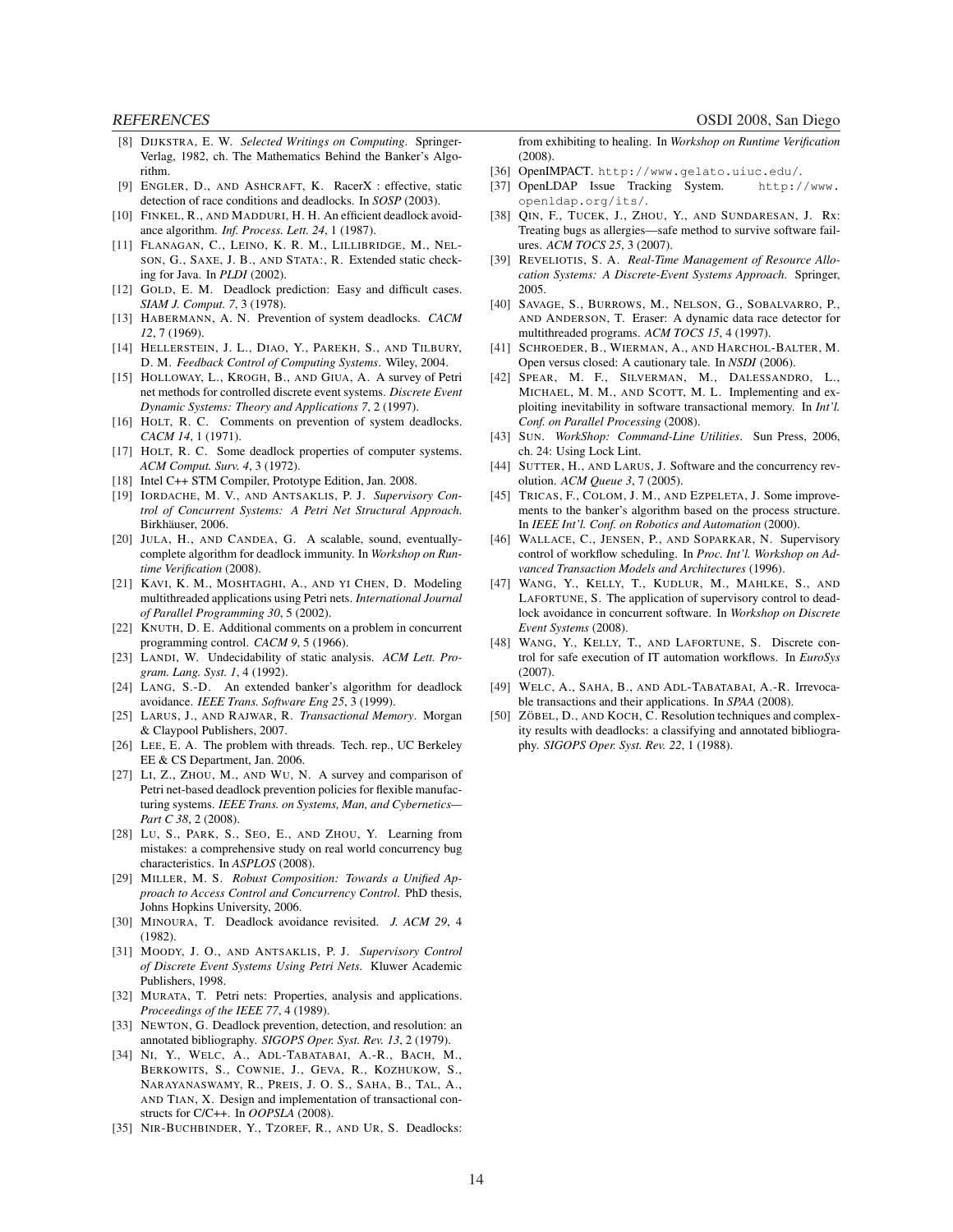[8] Dijkstra, E. W. *Selected Writings on Computing*. Springer-Verlag, 1982, ch. The Mathematics Behind the Banker's Algorithm.

[9] Engler, D., and Ashcraft, K. RacerX : effective, static detection of race conditions and deadlocks. In *SOSP* (2003).

[10] Finkel, R., and Madduri, H. H. An efficient deadlock avoidance algorithm. *Inf. Process. Lett. 24*, 1 (1987).

[11] Flanagan, C., Leino, K. R. M., Lillibridge, M., Nelson, G., Saxe, J. B., and Stata:, R. Extended static checking for Java. In *PLDI* (2002).

[12] Gold, E. M. Deadlock prediction: Easy and difficult cases. *SIAM J. Comput. 7*, 3 (1978).

[13] Habermann, A. N. Prevention of system deadlocks. *CACM 12*, 7 (1969).

[14] Hellerstein, J. L., Diao, Y., Parekh, S., and Tilbury, D. M. *Feedback Control of Computing Systems*. Wiley, 2004.

[15] Holloway, L., Krogh, B., and Giua, A. A survey of Petri net methods for controlled discrete event systems. *Discrete Event Dynamic Systems: Theory and Applications 7*, 2 (1997).

[16] Holt, R. C. Comments on prevention of system deadlocks. *CACM 14*, 1 (1971).

[17] Holt, R. C. Some deadlock properties of computer systems. *ACM Comput. Surv. 4*, 3 (1972).

[18] Intel C++ STM Compiler, Prototype Edition, Jan. 2008.

[19] Iordache, M. V., and Antsaklis, P. J. *Supervisory Control of Concurrent Systems: A Petri Net Structural Approach*. Birkhäuser, 2006.

[20] Jula, H., and Candea, G. A scalable, sound, eventually-complete algorithm for deadlock immunity. In *Workshop on Runtime Verification* (2008).

[21] Kavi, K. M., Moshtaghi, A., and yi Chen, D. Modeling multithreaded applications using Petri nets. *International Journal of Parallel Programming 30*, 5 (2002).

[22] Knuth, D. E. Additional comments on a problem in concurrent programming control. *CACM 9*, 5 (1966).

[23] Landi, W. Undecidability of static analysis. *ACM Lett. Program. Lang. Syst. 1*, 4 (1992).

[24] Lang, S.-D. An extended banker's algorithm for deadlock avoidance. *IEEE Trans. Software Eng 25*, 3 (1999).

[25] Larus, J., and Rajwar, R. *Transactional Memory*. Morgan & Claypool Publishers, 2007.

[26] Lee, E. A. The problem with threads. Tech. rep., UC Berkeley EE & CS Department, Jan. 2006.

[27] Li, Z., Zhou, M., and Wu, N. A survey and comparison of Petri net-based deadlock prevention policies for flexible manufacturing systems. *IEEE Trans. on Systems, Man, and Cybernetics—Part C 38*, 2 (2008).

[28] Lu, S., Park, S., Seo, E., and Zhou, Y. Learning from mistakes: a comprehensive study on real world concurrency bug characteristics. In *ASPLOS* (2008).

[29] Miller, M. S. *Robust Composition: Towards a Unified Approach to Access Control and Concurrency Control*. PhD thesis, Johns Hopkins University, 2006.

[30] Minoura, T. Deadlock avoidance revisited. *J. ACM 29*, 4 (1982).

[31] Moody, J. O., and Antsaklis, P. J. *Supervisory Control of Discrete Event Systems Using Petri Nets*. Kluwer Academic Publishers, 1998.

[32] Murata, T. Petri nets: Properties, analysis and applications. *Proceedings of the IEEE 77*, 4 (1989).

[33] Newton, G. Deadlock prevention, detection, and resolution: an annotated bibliography. *SIGOPS Oper. Syst. Rev. 13*, 2 (1979).

[34] Ni, Y., Welc, A., Adl-Tabatabai, A.-R., Bach, M., Berkowits, S., Cownie, J., Geva, R., Kozhukow, S., Narayanaswamy, R., Preis, J. O. S., Saha, B., Tal, A., and Tian, X. Design and implementation of transactional constructs for C/C++. In *OOPSLA* (2008).

[35] Nir-Buchbinder, Y., Tzoref, R., and Ur, S. Deadlocks: from exhibiting to healing. In *Workshop on Runtime Verification* (2008).

[36] OpenIMPACT. `http://www.gelato.uiuc.edu/`.

[37] OpenLDAP Issue Tracking System. `http://www.openldap.org/its/`.

[38] Qin, F., Tucek, J., Zhou, Y., and Sundaresan, J. Rx: Treating bugs as allergies—safe method to survive software failures. *ACM TOCS 25*, 3 (2007).

[39] Reveliotis, S. A. *Real-Time Management of Resource Allocation Systems: A Discrete-Event Systems Approach*. Springer, 2005.

[40] Savage, S., Burrows, M., Nelson, G., Sobalvarro, P., and Anderson, T. Eraser: A dynamic data race detector for multithreaded programs. *ACM TOCS 15*, 4 (1997).

[41] Schroeder, B., Wierman, A., and Harchol-Balter, M. Open versus closed: A cautionary tale. In *NSDI* (2006).

[42] Spear, M. F., Silverman, M., Dalessandro, L., Michael, M. M., and Scott, M. L. Implementing and exploiting inevitability in software transactional memory. In *Int'l. Conf. on Parallel Processing* (2008).

[43] Sun. *WorkShop: Command-Line Utilities*. Sun Press, 2006, ch. 24: Using Lock Lint.

[44] Sutter, H., and Larus, J. Software and the concurrency revolution. *ACM Queue 3*, 7 (2005).

[45] Tricas, F., Colom, J. M., and Ezpeleta, J. Some improvements to the banker's algorithm based on the process structure. In *IEEE Int'l. Conf. on Robotics and Automation* (2000).

[46] Wallace, C., Jensen, P., and Soparkar, N. Supervisory control of workflow scheduling. In *Proc. Int'l. Workshop on Advanced Transaction Models and Architectures* (1996).

[47] Wang, Y., Kelly, T., Kudlur, M., Mahlke, S., and Lafortune, S. The application of supervisory control to deadlock avoidance in concurrent software. In *Workshop on Discrete Event Systems* (2008).

[48] Wang, Y., Kelly, T., and Lafortune, S. Discrete control for safe execution of IT automation workflows. In *EuroSys* (2007).

[49] Welc, A., Saha, B., and Adl-Tabatabai, A.-R. Irrevocable transactions and their applications. In *SPAA* (2008).

[50] Zöbel, D., and Koch, C. Resolution techniques and complexity results with deadlocks: a classifying and annotated bibliography. *SIGOPS Oper. Syst. Rev. 22*, 1 (1988).